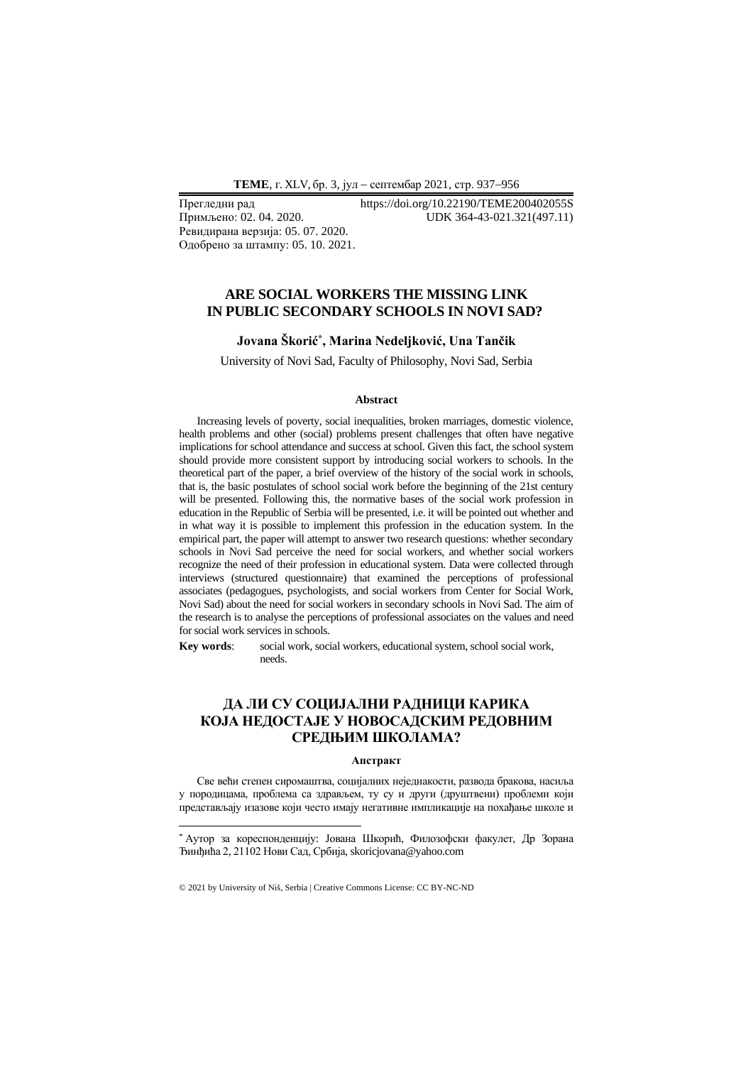Прегледни рад https://doi.org/10.22190/TEME200402055S
Примљено: 02. 04. 2020. UDK 364-43-021.321(497.11)
Ревидирана верзија: 05. 07. 2020.
Одобрено за штампу: 05. 10. 2021.

# ARE SOCIAL WORKERS THE MISSING LINK IN PUBLIC SECONDARY SCHOOLS IN NOVI SAD?

**Jovana Škorić*, Marina Nedeljković, Una Tančik**

University of Novi Sad, Faculty of Philosophy, Novi Sad, Serbia

### Abstract

Increasing levels of poverty, social inequalities, broken marriages, domestic violence, health problems and other (social) problems present challenges that often have negative implications for school attendance and success at school. Given this fact, the school system should provide more consistent support by introducing social workers to schools. In the theoretical part of the paper, a brief overview of the history of the social work in schools, that is, the basic postulates of school social work before the beginning of the 21st century will be presented. Following this, the normative bases of the social work profession in education in the Republic of Serbia will be presented, i.e. it will be pointed out whether and in what way it is possible to implement this profession in the education system. In the empirical part, the paper will attempt to answer two research questions: whether secondary schools in Novi Sad perceive the need for social workers, and whether social workers recognize the need of their profession in educational system. Data were collected through interviews (structured questionnaire) that examined the perceptions of professional associates (pedagogues, psychologists, and social workers from Center for Social Work, Novi Sad) about the need for social workers in secondary schools in Novi Sad. The aim of the research is to analyse the perceptions of professional associates on the values and need for social work services in schools.

**Key words**: social work, social workers, educational system, school social work, needs.

# ДА ЛИ СУ СОЦИЈАЛНИ РАДНИЦИ КАРИКА КОЈА НЕДОСТАЈЕ У НОВОСАДСКИМ РЕДОВНИМ СРЕДЊИМ ШКОЛАМА?

### Апстракт

Све већи степен сиромаштва, социјалних неједнакости, развода бракова, насиља у породицама, проблема са здрављем, ту су и други (друштвени) проблеми који представљају изазове који често имају негативне импликације на похађање школе и

---

* Аутор за кореспонденцију: Јована Шкорић, Филозофски факултет, Др Зорана Ђинђића 2, 21102 Нови Сад, Србија, skoricjovana@yahoo.com

© 2021 by University of Niš, Serbia | Creative Commons License: CC BY-NC-ND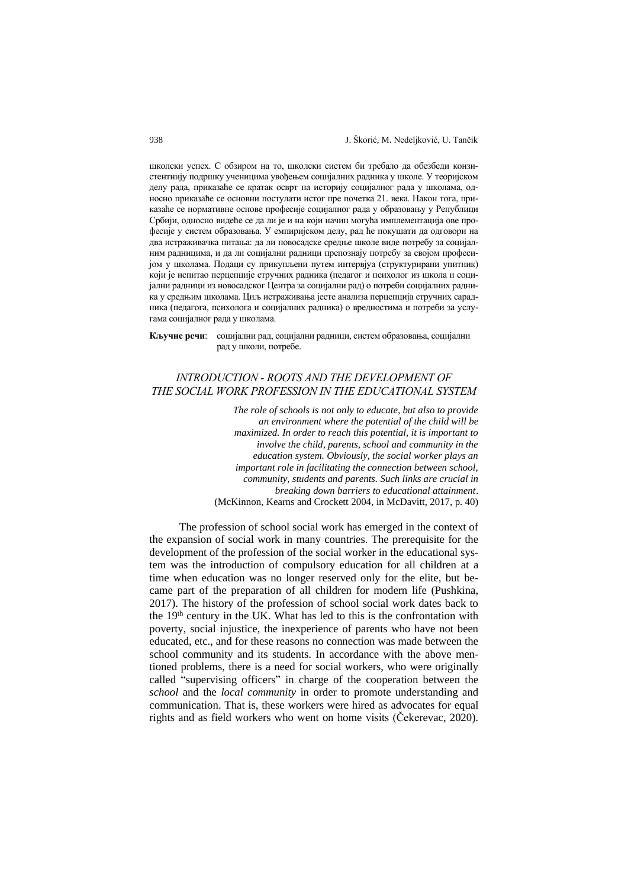школски успех. С обзиром на то, школски систем би требало да обезбеди конзистентнију подршку ученицима увођењем социјалних радника у школе. У теоријском делу рада, приказаће се кратак осврт на историју социјалног рада у школама, односно приказаће се основни постулати истог пре почетка 21. века. Након тога, приказаће се нормативне основе професије социјалног рада у образовању у Републици Србији, односно видеће се да ли је и на који начин могућа имплементација ове професије у систем образовања. У емпиријском делу, рад ће покушати да одговори на два истраживачка питања: да ли новосадске средње школе виде потребу за социјалним радницима, и да ли социјални радници препознају потребу за својом професијом у школама. Подаци су прикупљени путем интервјуа (структурирани упитник) који је испитао перцепције стручних радника (педагог и психолог из школа и социјални радници из новосадског Центра за социјални рад) о потреби социјалних радника у средњим школама. Циљ истраживања јесте анализа перцепција стручних сарадника (педагога, психолога и социјалних радника) о вредностима и потреби за услугама социјалног рада у школама.

**Кључне речи**: социјални рад, социјални радници, систем образовања, социјални рад у школи, потребе.

## *INTRODUCTION - ROOTS AND THE DEVELOPMENT OF THE SOCIAL WORK PROFESSION IN THE EDUCATIONAL SYSTEM*

> ***The role of schools is not only to educate, but also to provide an environment where the potential of the child will be maximized. In order to reach this potential, it is important to involve the child, parents, school and community in the education system. Obviously, the social worker plays an important role in facilitating the connection between school, community, students and parents. Such links are crucial in breaking down barriers to educational attainment.***
> (McKinnon, Kearns and Crockett 2004, in McDavitt, 2017, p. 40)

The profession of school social work has emerged in the context of the expansion of social work in many countries. The prerequisite for the development of the profession of the social worker in the educational system was the introduction of compulsory education for all children at a time when education was no longer reserved only for the elite, but became part of the preparation of all children for modern life (Pushkina, 2017). The history of the profession of school social work dates back to the 19th century in the UK. What has led to this is the confrontation with poverty, social injustice, the inexperience of parents who have not been educated, etc., and for these reasons no connection was made between the school community and its students. In accordance with the above mentioned problems, there is a need for social workers, who were originally called "supervising officers" in charge of the cooperation between the *school* and the *local community* in order to promote understanding and communication. That is, these workers were hired as advocates for equal rights and as field workers who went on home visits (Čekerevac, 2020).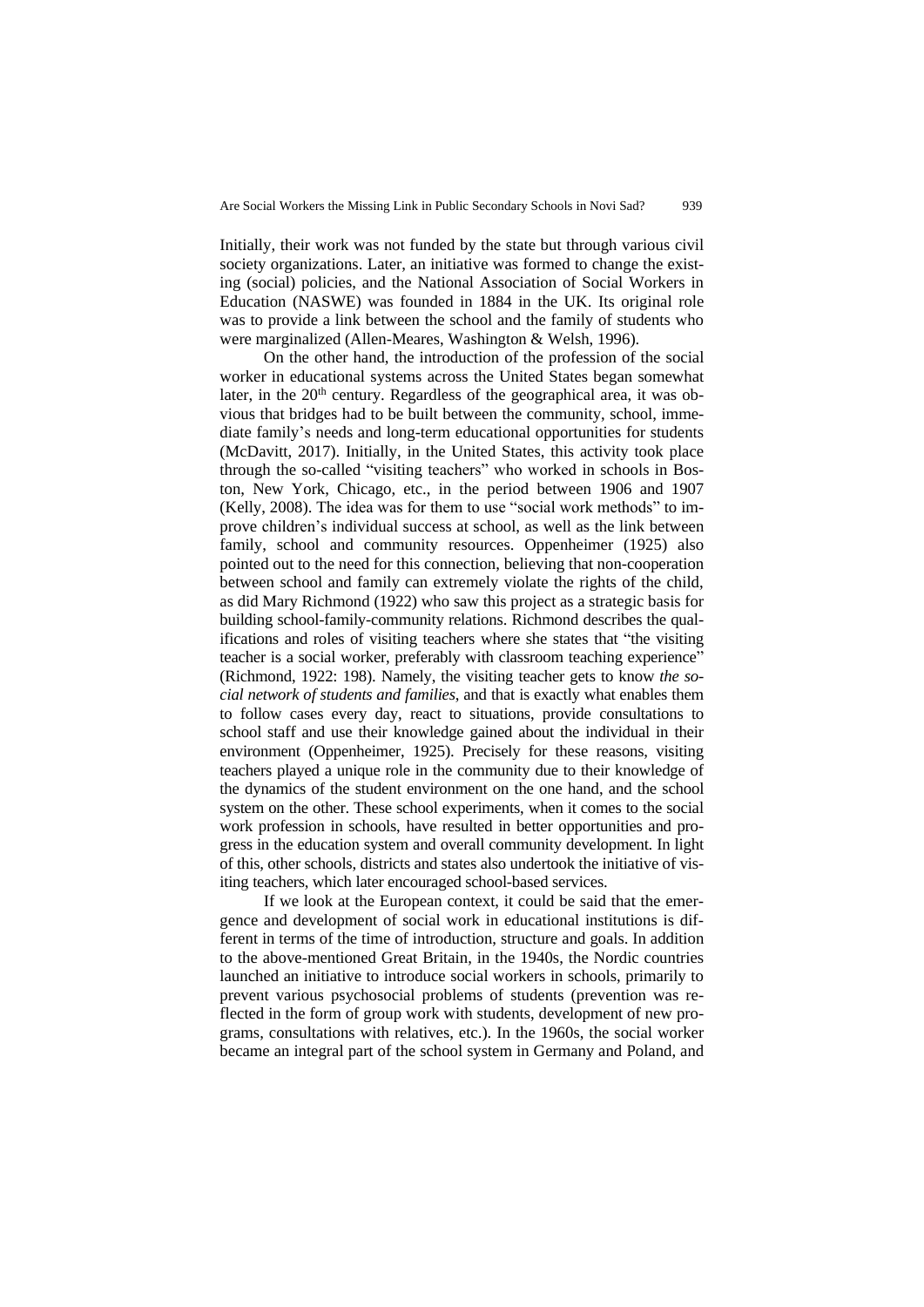Initially, their work was not funded by the state but through various civil society organizations. Later, an initiative was formed to change the existing (social) policies, and the National Association of Social Workers in Education (NASWE) was founded in 1884 in the UK. Its original role was to provide a link between the school and the family of students who were marginalized (Allen-Meares, Washington & Welsh, 1996).

On the other hand, the introduction of the profession of the social worker in educational systems across the United States began somewhat later, in the 20th century. Regardless of the geographical area, it was obvious that bridges had to be built between the community, school, immediate family's needs and long-term educational opportunities for students (McDavitt, 2017). Initially, in the United States, this activity took place through the so-called "visiting teachers" who worked in schools in Boston, New York, Chicago, etc., in the period between 1906 and 1907 (Kelly, 2008). The idea was for them to use "social work methods" to improve children's individual success at school, as well as the link between family, school and community resources. Oppenheimer (1925) also pointed out to the need for this connection, believing that non-cooperation between school and family can extremely violate the rights of the child, as did Mary Richmond (1922) who saw this project as a strategic basis for building school-family-community relations. Richmond describes the qualifications and roles of visiting teachers where she states that "the visiting teacher is a social worker, preferably with classroom teaching experience" (Richmond, 1922: 198). Namely, the visiting teacher gets to know *the social network of students and families*, and that is exactly what enables them to follow cases every day, react to situations, provide consultations to school staff and use their knowledge gained about the individual in their environment (Oppenheimer, 1925). Precisely for these reasons, visiting teachers played a unique role in the community due to their knowledge of the dynamics of the student environment on the one hand, and the school system on the other. These school experiments, when it comes to the social work profession in schools, have resulted in better opportunities and progress in the education system and overall community development. In light of this, other schools, districts and states also undertook the initiative of visiting teachers, which later encouraged school-based services.

If we look at the European context, it could be said that the emergence and development of social work in educational institutions is different in terms of the time of introduction, structure and goals. In addition to the above-mentioned Great Britain, in the 1940s, the Nordic countries launched an initiative to introduce social workers in schools, primarily to prevent various psychosocial problems of students (prevention was reflected in the form of group work with students, development of new programs, consultations with relatives, etc.). In the 1960s, the social worker became an integral part of the school system in Germany and Poland, and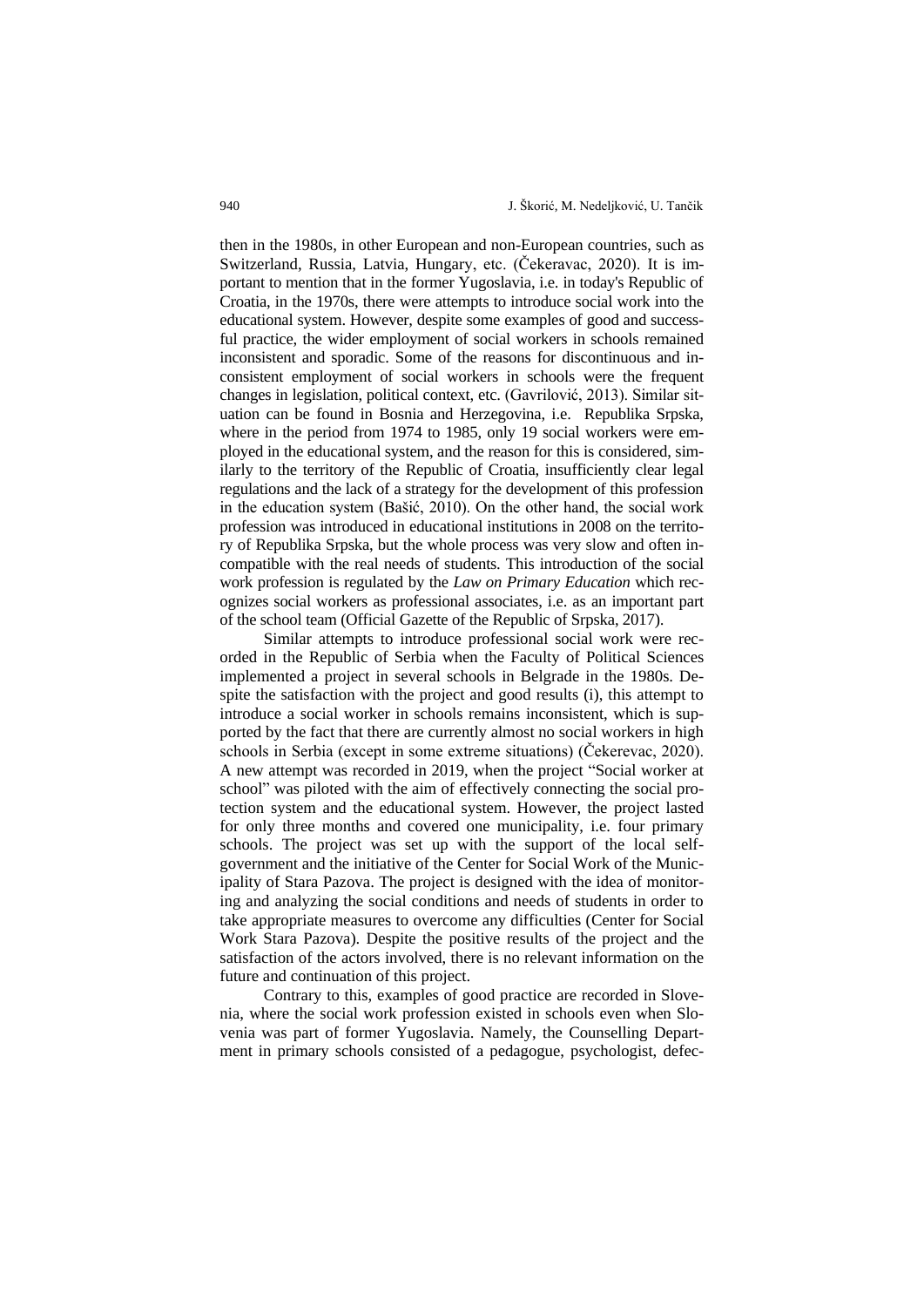then in the 1980s, in other European and non-European countries, such as Switzerland, Russia, Latvia, Hungary, etc. (Čekeravac, 2020). It is important to mention that in the former Yugoslavia, i.e. in today's Republic of Croatia, in the 1970s, there were attempts to introduce social work into the educational system. However, despite some examples of good and successful practice, the wider employment of social workers in schools remained inconsistent and sporadic. Some of the reasons for discontinuous and inconsistent employment of social workers in schools were the frequent changes in legislation, political context, etc. (Gavrilović, 2013). Similar situation can be found in Bosnia and Herzegovina, i.e. Republika Srpska, where in the period from 1974 to 1985, only 19 social workers were employed in the educational system, and the reason for this is considered, similarly to the territory of the Republic of Croatia, insufficiently clear legal regulations and the lack of a strategy for the development of this profession in the education system (Bašić, 2010). On the other hand, the social work profession was introduced in educational institutions in 2008 on the territory of Republika Srpska, but the whole process was very slow and often incompatible with the real needs of students. This introduction of the social work profession is regulated by the *Law on Primary Education* which recognizes social workers as professional associates, i.e. as an important part of the school team (Official Gazette of the Republic of Srpska, 2017).

Similar attempts to introduce professional social work were recorded in the Republic of Serbia when the Faculty of Political Sciences implemented a project in several schools in Belgrade in the 1980s. Despite the satisfaction with the project and good results (i), this attempt to introduce a social worker in schools remains inconsistent, which is supported by the fact that there are currently almost no social workers in high schools in Serbia (except in some extreme situations) (Čekerevac, 2020). A new attempt was recorded in 2019, when the project "Social worker at school" was piloted with the aim of effectively connecting the social protection system and the educational system. However, the project lasted for only three months and covered one municipality, i.e. four primary schools. The project was set up with the support of the local self-government and the initiative of the Center for Social Work of the Municipality of Stara Pazova. The project is designed with the idea of monitoring and analyzing the social conditions and needs of students in order to take appropriate measures to overcome any difficulties (Center for Social Work Stara Pazova). Despite the positive results of the project and the satisfaction of the actors involved, there is no relevant information on the future and continuation of this project.

Contrary to this, examples of good practice are recorded in Slovenia, where the social work profession existed in schools even when Slovenia was part of former Yugoslavia. Namely, the Counselling Department in primary schools consisted of a pedagogue, psychologist, defec-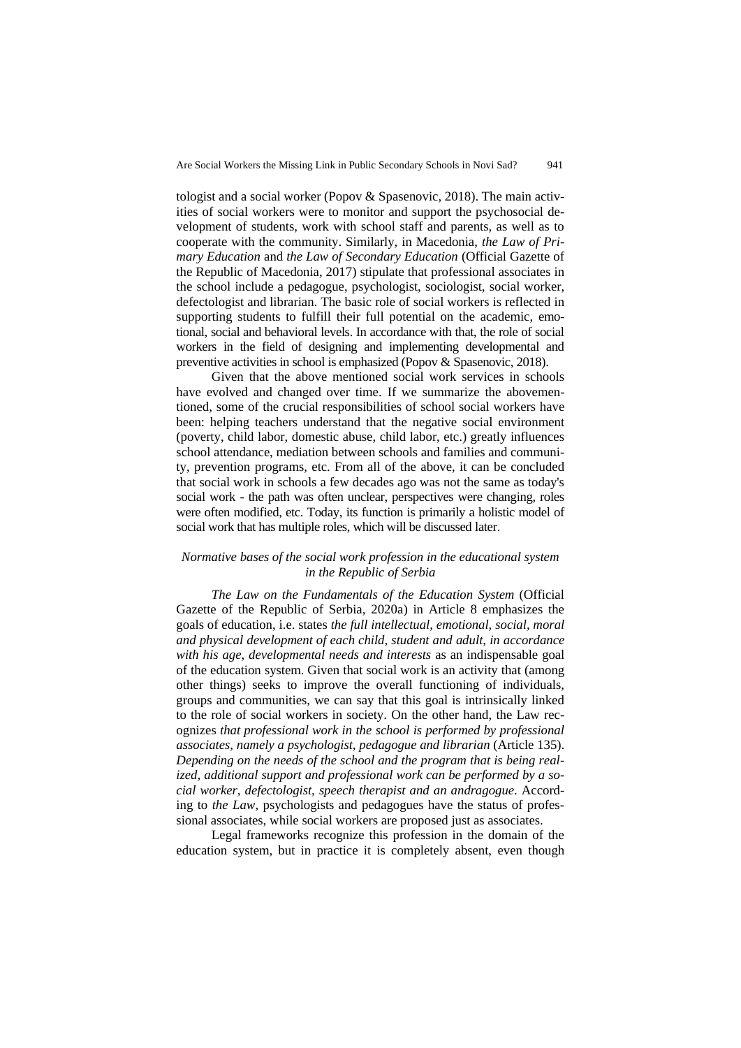tologist and a social worker (Popov & Spasenovic, 2018). The main activities of social workers were to monitor and support the psychosocial development of students, work with school staff and parents, as well as to cooperate with the community. Similarly, in Macedonia, *the Law of Primary Education* and *the Law of Secondary Education* (Official Gazette of the Republic of Macedonia, 2017) stipulate that professional associates in the school include a pedagogue, psychologist, sociologist, social worker, defectologist and librarian. The basic role of social workers is reflected in supporting students to fulfill their full potential on the academic, emotional, social and behavioral levels. In accordance with that, the role of social workers in the field of designing and implementing developmental and preventive activities in school is emphasized (Popov & Spasenovic, 2018).

Given that the above mentioned social work services in schools have evolved and changed over time. If we summarize the abovementioned, some of the crucial responsibilities of school social workers have been: helping teachers understand that the negative social environment (poverty, child labor, domestic abuse, child labor, etc.) greatly influences school attendance, mediation between schools and families and community, prevention programs, etc. From all of the above, it can be concluded that social work in schools a few decades ago was not the same as today's social work - the path was often unclear, perspectives were changing, roles were often modified, etc. Today, its function is primarily a holistic model of social work that has multiple roles, which will be discussed later.

### *Normative bases of the social work profession in the educational system in the Republic of Serbia*

*The Law on the Fundamentals of the Education System* (Official Gazette of the Republic of Serbia, 2020a) in Article 8 emphasizes the goals of education, i.e. states *the full intellectual, emotional, social, moral and physical development of each child, student and adult, in accordance with his age, developmental needs and interests* as an indispensable goal of the education system. Given that social work is an activity that (among other things) seeks to improve the overall functioning of individuals, groups and communities, we can say that this goal is intrinsically linked to the role of social workers in society. On the other hand, the Law recognizes *that professional work in the school is performed by professional associates, namely a psychologist, pedagogue and librarian* (Article 135). *Depending on the needs of the school and the program that is being realized, additional support and professional work can be performed by a social worker, defectologist, speech therapist and an andragogue*. According to *the Law*, psychologists and pedagogues have the status of professional associates, while social workers are proposed just as associates.

Legal frameworks recognize this profession in the domain of the education system, but in practice it is completely absent, even though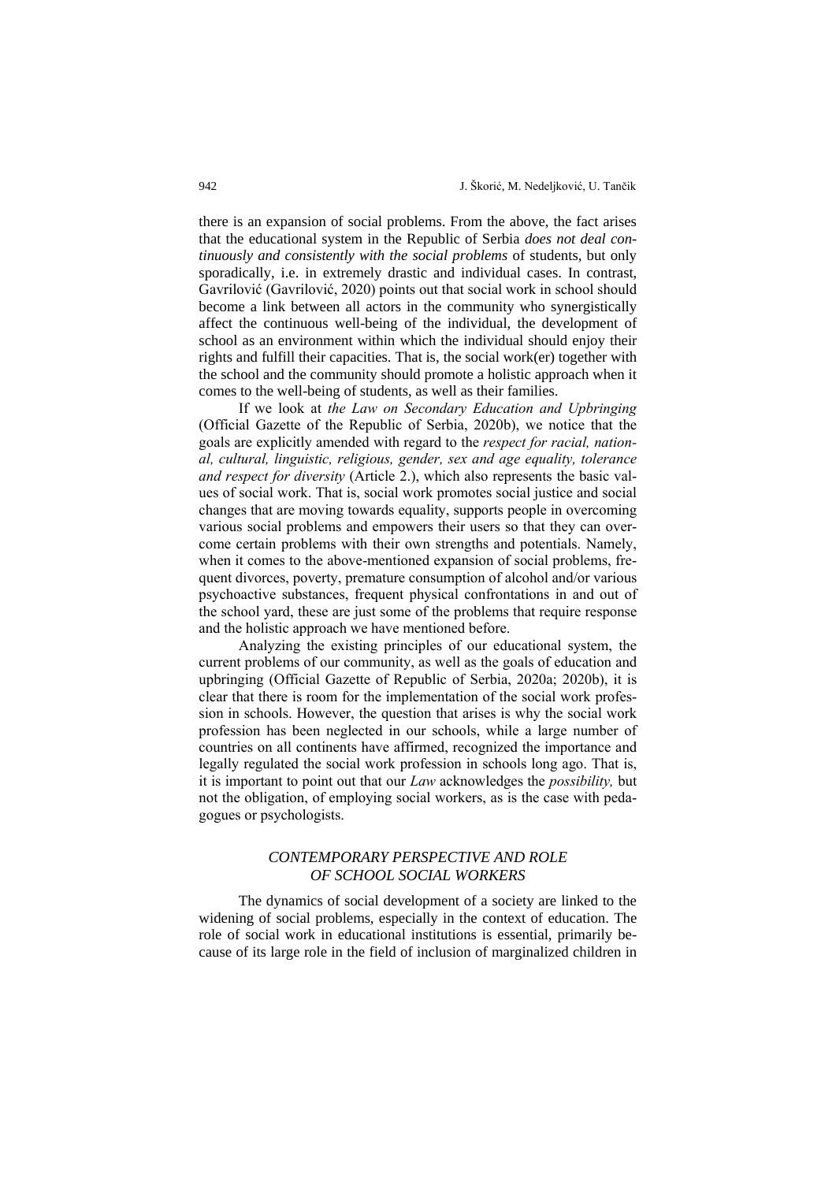there is an expansion of social problems. From the above, the fact arises that the educational system in the Republic of Serbia *does not deal continuously and consistently with the social problems* of students, but only sporadically, i.e. in extremely drastic and individual cases. In contrast, Gavrilović (Gavrilović, 2020) points out that social work in school should become a link between all actors in the community who synergistically affect the continuous well-being of the individual, the development of school as an environment within which the individual should enjoy their rights and fulfill their capacities. That is, the social work(er) together with the school and the community should promote a holistic approach when it comes to the well-being of students, as well as their families.

If we look at *the Law on Secondary Education and Upbringing* (Official Gazette of the Republic of Serbia, 2020b), we notice that the goals are explicitly amended with regard to the *respect for racial, national, cultural, linguistic, religious, gender, sex and age equality, tolerance and respect for diversity* (Article 2.), which also represents the basic values of social work. That is, social work promotes social justice and social changes that are moving towards equality, supports people in overcoming various social problems and empowers their users so that they can overcome certain problems with their own strengths and potentials. Namely, when it comes to the above-mentioned expansion of social problems, frequent divorces, poverty, premature consumption of alcohol and/or various psychoactive substances, frequent physical confrontations in and out of the school yard, these are just some of the problems that require response and the holistic approach we have mentioned before.

Analyzing the existing principles of our educational system, the current problems of our community, as well as the goals of education and upbringing (Official Gazette of Republic of Serbia, 2020a; 2020b), it is clear that there is room for the implementation of the social work profession in schools. However, the question that arises is why the social work profession has been neglected in our schools, while a large number of countries on all continents have affirmed, recognized the importance and legally regulated the social work profession in schools long ago. That is, it is important to point out that our *Law* acknowledges the *possibility,* but not the obligation, of employing social workers, as is the case with pedagogues or psychologists.

## *CONTEMPORARY PERSPECTIVE AND ROLE OF SCHOOL SOCIAL WORKERS*

The dynamics of social development of a society are linked to the widening of social problems, especially in the context of education. The role of social work in educational institutions is essential, primarily because of its large role in the field of inclusion of marginalized children in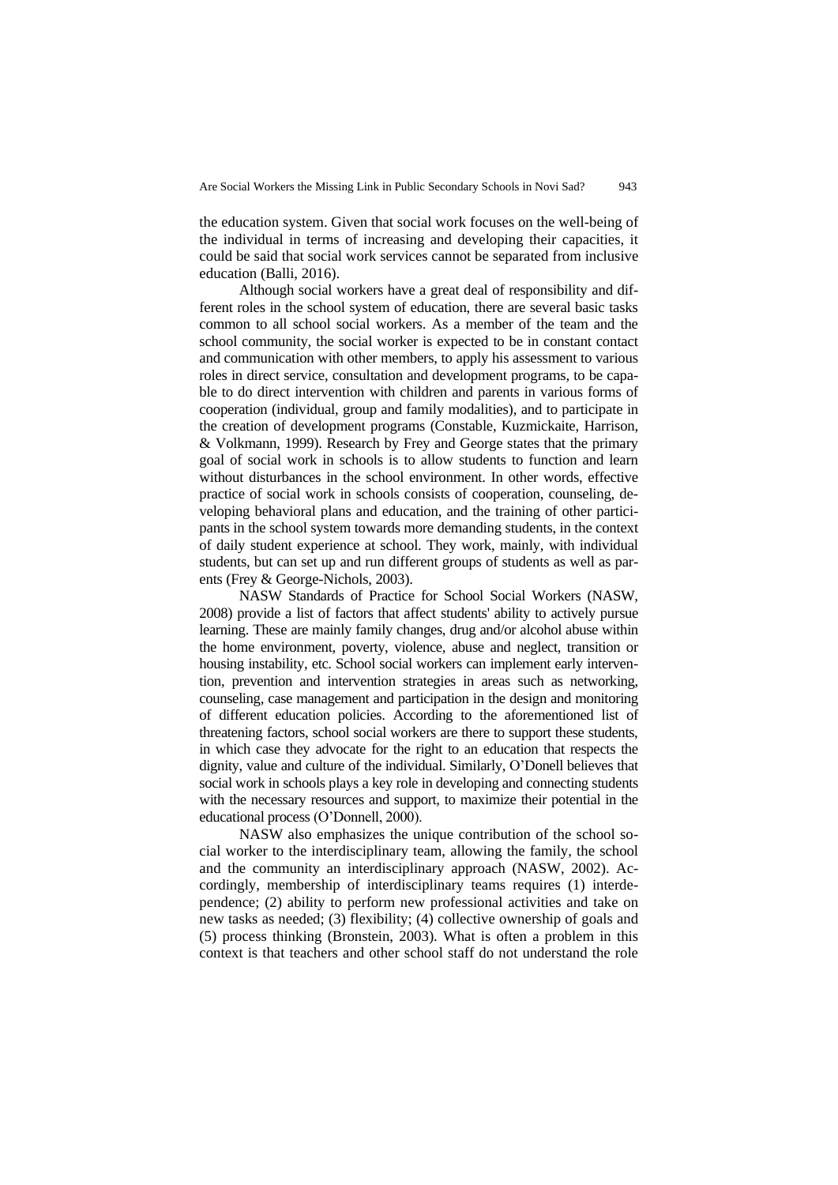the education system. Given that social work focuses on the well-being of the individual in terms of increasing and developing their capacities, it could be said that social work services cannot be separated from inclusive education (Balli, 2016).

Although social workers have a great deal of responsibility and different roles in the school system of education, there are several basic tasks common to all school social workers. As a member of the team and the school community, the social worker is expected to be in constant contact and communication with other members, to apply his assessment to various roles in direct service, consultation and development programs, to be capable to do direct intervention with children and parents in various forms of cooperation (individual, group and family modalities), and to participate in the creation of development programs (Constable, Kuzmickaite, Harrison, & Volkmann, 1999). Research by Frey and George states that the primary goal of social work in schools is to allow students to function and learn without disturbances in the school environment. In other words, effective practice of social work in schools consists of cooperation, counseling, developing behavioral plans and education, and the training of other participants in the school system towards more demanding students, in the context of daily student experience at school. They work, mainly, with individual students, but can set up and run different groups of students as well as parents (Frey & George-Nichols, 2003).

NASW Standards of Practice for School Social Workers (NASW, 2008) provide a list of factors that affect students' ability to actively pursue learning. These are mainly family changes, drug and/or alcohol abuse within the home environment, poverty, violence, abuse and neglect, transition or housing instability, etc. School social workers can implement early intervention, prevention and intervention strategies in areas such as networking, counseling, case management and participation in the design and monitoring of different education policies. According to the aforementioned list of threatening factors, school social workers are there to support these students, in which case they advocate for the right to an education that respects the dignity, value and culture of the individual. Similarly, O'Donell believes that social work in schools plays a key role in developing and connecting students with the necessary resources and support, to maximize their potential in the educational process (O'Donnell, 2000).

NASW also emphasizes the unique contribution of the school social worker to the interdisciplinary team, allowing the family, the school and the community an interdisciplinary approach (NASW, 2002). Accordingly, membership of interdisciplinary teams requires (1) interdependence; (2) ability to perform new professional activities and take on new tasks as needed; (3) flexibility; (4) collective ownership of goals and (5) process thinking (Bronstein, 2003). What is often a problem in this context is that teachers and other school staff do not understand the role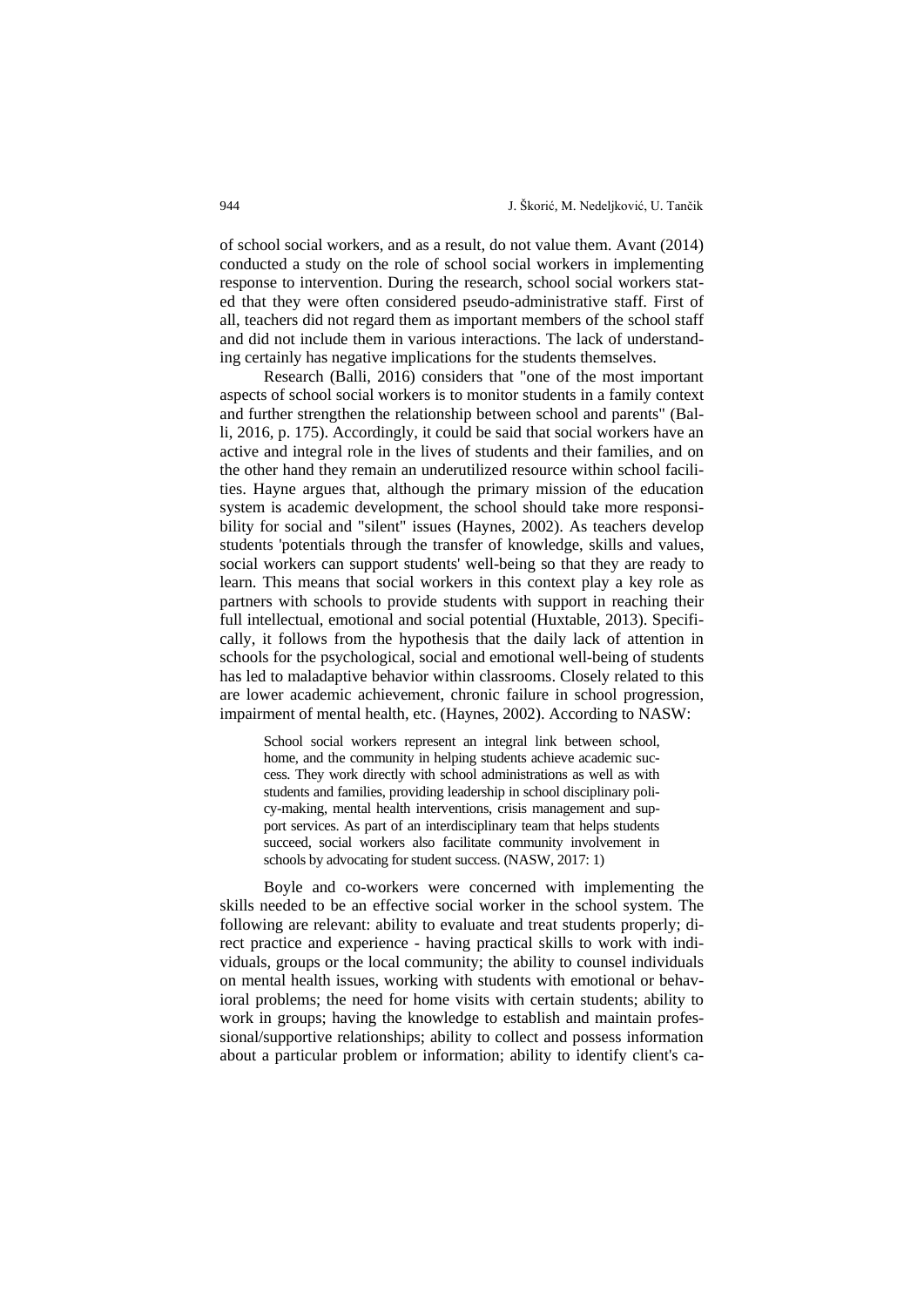of school social workers, and as a result, do not value them. Avant (2014) conducted a study on the role of school social workers in implementing response to intervention. During the research, school social workers stated that they were often considered pseudo-administrative staff. First of all, teachers did not regard them as important members of the school staff and did not include them in various interactions. The lack of understanding certainly has negative implications for the students themselves.

Research (Balli, 2016) considers that "one of the most important aspects of school social workers is to monitor students in a family context and further strengthen the relationship between school and parents" (Balli, 2016, p. 175). Accordingly, it could be said that social workers have an active and integral role in the lives of students and their families, and on the other hand they remain an underutilized resource within school facilities. Hayne argues that, although the primary mission of the education system is academic development, the school should take more responsibility for social and "silent" issues (Haynes, 2002). As teachers develop students 'potentials through the transfer of knowledge, skills and values, social workers can support students' well-being so that they are ready to learn. This means that social workers in this context play a key role as partners with schools to provide students with support in reaching their full intellectual, emotional and social potential (Huxtable, 2013). Specifically, it follows from the hypothesis that the daily lack of attention in schools for the psychological, social and emotional well-being of students has led to maladaptive behavior within classrooms. Closely related to this are lower academic achievement, chronic failure in school progression, impairment of mental health, etc. (Haynes, 2002). According to NASW:

> School social workers represent an integral link between school, home, and the community in helping students achieve academic success. They work directly with school administrations as well as with students and families, providing leadership in school disciplinary policy-making, mental health interventions, crisis management and support services. As part of an interdisciplinary team that helps students succeed, social workers also facilitate community involvement in schools by advocating for student success. (NASW, 2017: 1)

Boyle and co-workers were concerned with implementing the skills needed to be an effective social worker in the school system. The following are relevant: ability to evaluate and treat students properly; direct practice and experience - having practical skills to work with individuals, groups or the local community; the ability to counsel individuals on mental health issues, working with students with emotional or behavioral problems; the need for home visits with certain students; ability to work in groups; having the knowledge to establish and maintain professional/supportive relationships; ability to collect and possess information about a particular problem or information; ability to identify client's ca-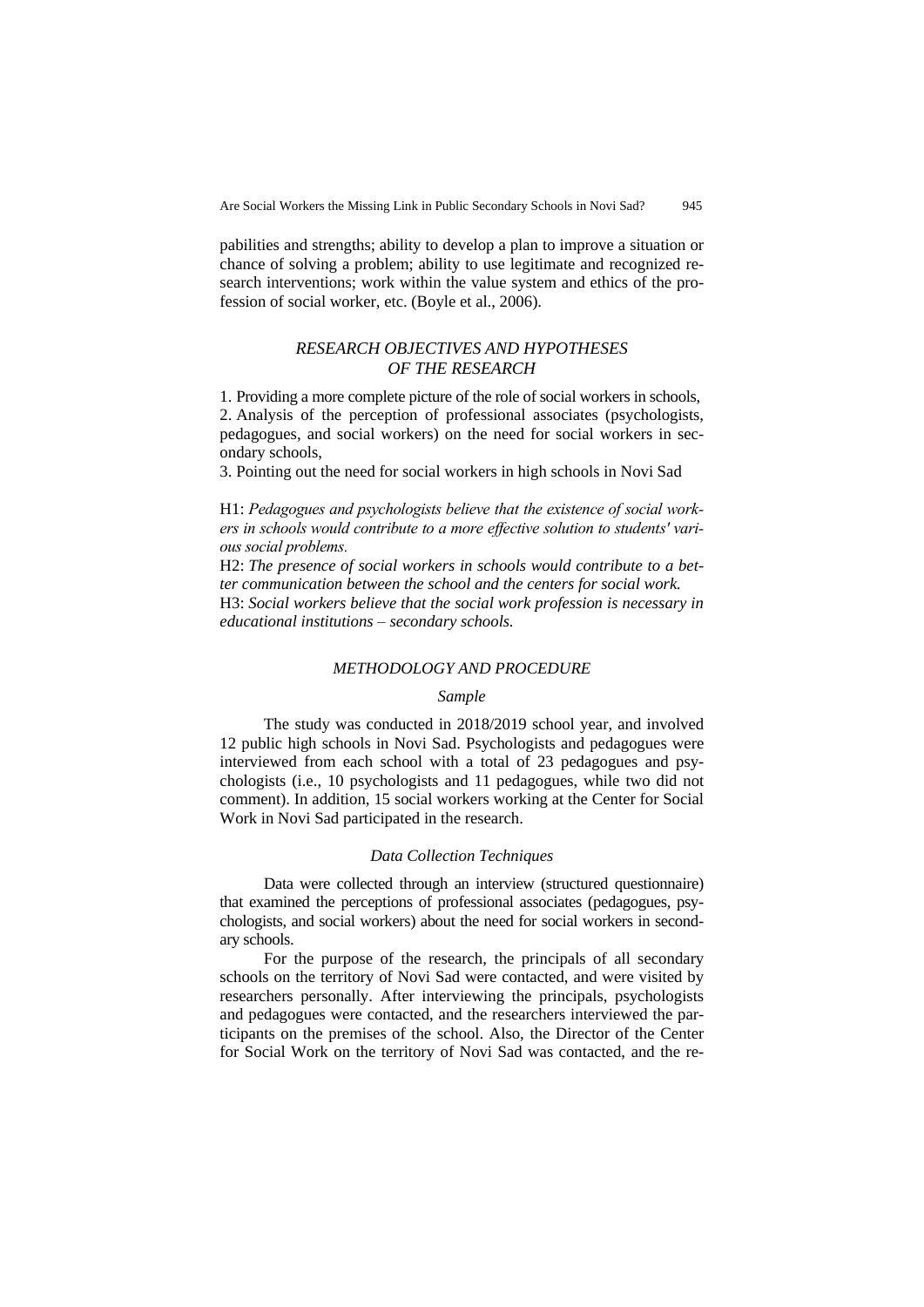pabilities and strengths; ability to develop a plan to improve a situation or chance of solving a problem; ability to use legitimate and recognized research interventions; work within the value system and ethics of the profession of social worker, etc. (Boyle et al., 2006).

## *RESEARCH OBJECTIVES AND HYPOTHESES OF THE RESEARCH*

1. Providing a more complete picture of the role of social workers in schools,
2. Analysis of the perception of professional associates (psychologists, pedagogues, and social workers) on the need for social workers in secondary schools,
3. Pointing out the need for social workers in high schools in Novi Sad

H1: *Pedagogues and psychologists believe that the existence of social workers in schools would contribute to a more effective solution to students' various social problems.*
H2: *The presence of social workers in schools would contribute to a better communication between the school and the centers for social work.*
H3: *Social workers believe that the social work profession is necessary in educational institutions – secondary schools.*

## *METHODOLOGY AND PROCEDURE*

### *Sample*

The study was conducted in 2018/2019 school year, and involved 12 public high schools in Novi Sad. Psychologists and pedagogues were interviewed from each school with a total of 23 pedagogues and psychologists (i.e., 10 psychologists and 11 pedagogues, while two did not comment). In addition, 15 social workers working at the Center for Social Work in Novi Sad participated in the research.

### *Data Collection Techniques*

Data were collected through an interview (structured questionnaire) that examined the perceptions of professional associates (pedagogues, psychologists, and social workers) about the need for social workers in secondary schools.

For the purpose of the research, the principals of all secondary schools on the territory of Novi Sad were contacted, and were visited by researchers personally. After interviewing the principals, psychologists and pedagogues were contacted, and the researchers interviewed the participants on the premises of the school. Also, the Director of the Center for Social Work on the territory of Novi Sad was contacted, and the re-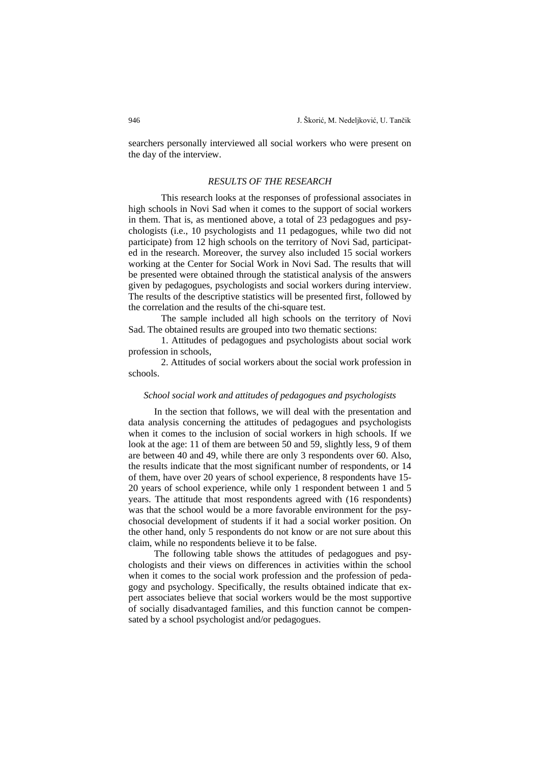searchers personally interviewed all social workers who were present on the day of the interview.

## *RESULTS OF THE RESEARCH*

This research looks at the responses of professional associates in high schools in Novi Sad when it comes to the support of social workers in them. That is, as mentioned above, a total of 23 pedagogues and psychologists (i.e., 10 psychologists and 11 pedagogues, while two did not participate) from 12 high schools on the territory of Novi Sad, participated in the research. Moreover, the survey also included 15 social workers working at the Center for Social Work in Novi Sad. The results that will be presented were obtained through the statistical analysis of the answers given by pedagogues, psychologists and social workers during interview. The results of the descriptive statistics will be presented first, followed by the correlation and the results of the chi-square test.

The sample included all high schools on the territory of Novi Sad. The obtained results are grouped into two thematic sections:

1. Attitudes of pedagogues and psychologists about social work profession in schools,

2. Attitudes of social workers about the social work profession in schools.

### *School social work and attitudes of pedagogues and psychologists*

In the section that follows, we will deal with the presentation and data analysis concerning the attitudes of pedagogues and psychologists when it comes to the inclusion of social workers in high schools. If we look at the age: 11 of them are between 50 and 59, slightly less, 9 of them are between 40 and 49, while there are only 3 respondents over 60. Also, the results indicate that the most significant number of respondents, or 14 of them, have over 20 years of school experience, 8 respondents have 15-20 years of school experience, while only 1 respondent between 1 and 5 years. The attitude that most respondents agreed with (16 respondents) was that the school would be a more favorable environment for the psychosocial development of students if it had a social worker position. On the other hand, only 5 respondents do not know or are not sure about this claim, while no respondents believe it to be false.

The following table shows the attitudes of pedagogues and psychologists and their views on differences in activities within the school when it comes to the social work profession and the profession of pedagogy and psychology. Specifically, the results obtained indicate that expert associates believe that social workers would be the most supportive of socially disadvantaged families, and this function cannot be compensated by a school psychologist and/or pedagogues.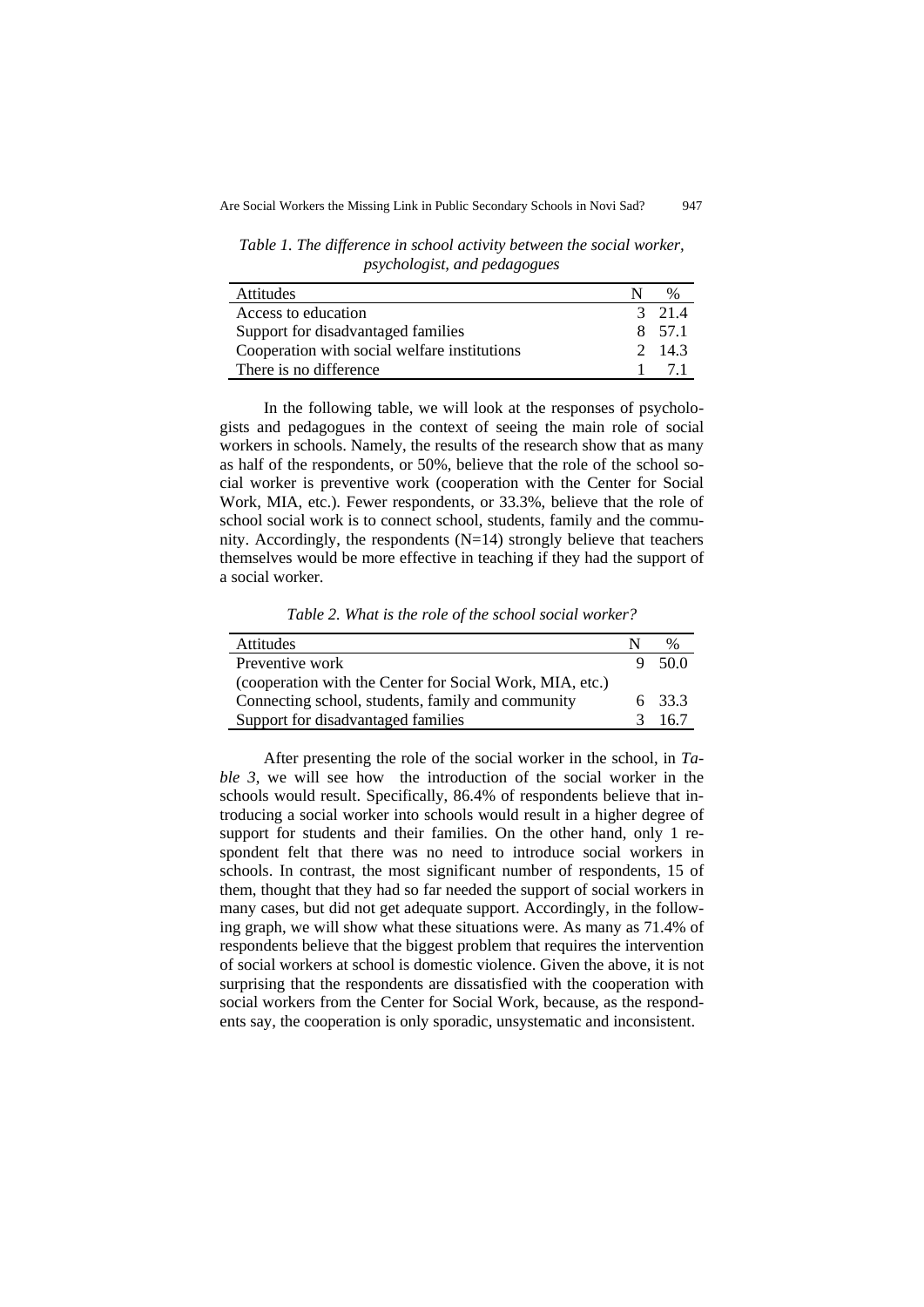*Table 1. The difference in school activity between the social worker, psychologist, and pedagogues*

| Attitudes | N | % |
|---|---|---|
| Access to education | 3 | 21.4 |
| Support for disadvantaged families | 8 | 57.1 |
| Cooperation with social welfare institutions | 2 | 14.3 |
| There is no difference | 1 | 7.1 |

In the following table, we will look at the responses of psychologists and pedagogues in the context of seeing the main role of social workers in schools. Namely, the results of the research show that as many as half of the respondents, or 50%, believe that the role of the school social worker is preventive work (cooperation with the Center for Social Work, MIA, etc.). Fewer respondents, or 33.3%, believe that the role of school social work is to connect school, students, family and the community. Accordingly, the respondents (N=14) strongly believe that teachers themselves would be more effective in teaching if they had the support of a social worker.

*Table 2. What is the role of the school social worker?*

| Attitudes | N | % |
|---|---|---|
| Preventive work (cooperation with the Center for Social Work, MIA, etc.) | 9 | 50.0 |
| Connecting school, students, family and community | 6 | 33.3 |
| Support for disadvantaged families | 3 | 16.7 |

After presenting the role of the social worker in the school, in *Table 3*, we will see how the introduction of the social worker in the schools would result. Specifically, 86.4% of respondents believe that introducing a social worker into schools would result in a higher degree of support for students and their families. On the other hand, only 1 respondent felt that there was no need to introduce social workers in schools. In contrast, the most significant number of respondents, 15 of them, thought that they had so far needed the support of social workers in many cases, but did not get adequate support. Accordingly, in the following graph, we will show what these situations were. As many as 71.4% of respondents believe that the biggest problem that requires the intervention of social workers at school is domestic violence. Given the above, it is not surprising that the respondents are dissatisfied with the cooperation with social workers from the Center for Social Work, because, as the respondents say, the cooperation is only sporadic, unsystematic and inconsistent.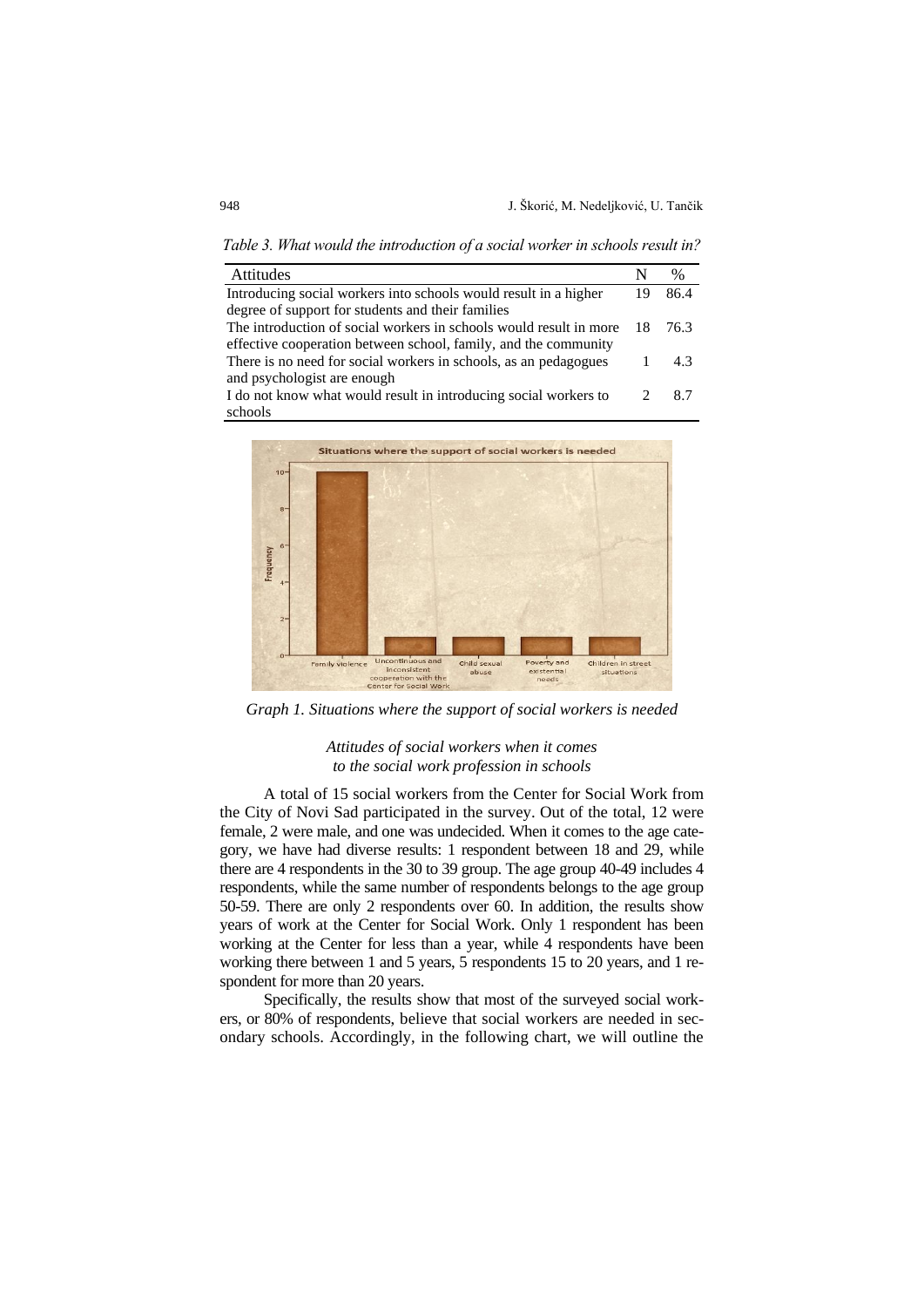*Table 3. What would the introduction of a social worker in schools result in?*

| Attitudes | N | % |
|---|---|---|
| Introducing social workers into schools would result in a higher degree of support for students and their families | 19 | 86.4 |
| The introduction of social workers in schools would result in more effective cooperation between school, family, and the community | 18 | 76.3 |
| There is no need for social workers in schools, as an pedagogues and psychologist are enough | 1 | 4.3 |
| I do not know what would result in introducing social workers to schools | 2 | 8.7 |

*Graph 1. Situations where the support of social workers is needed*

### *Attitudes of social workers when it comes to the social work profession in schools*

A total of 15 social workers from the Center for Social Work from the City of Novi Sad participated in the survey. Out of the total, 12 were female, 2 were male, and one was undecided. When it comes to the age category, we have had diverse results: 1 respondent between 18 and 29, while there are 4 respondents in the 30 to 39 group. The age group 40-49 includes 4 respondents, while the same number of respondents belongs to the age group 50-59. There are only 2 respondents over 60. In addition, the results show years of work at the Center for Social Work. Only 1 respondent has been working at the Center for less than a year, while 4 respondents have been working there between 1 and 5 years, 5 respondents 15 to 20 years, and 1 respondent for more than 20 years.

Specifically, the results show that most of the surveyed social workers, or 80% of respondents, believe that social workers are needed in secondary schools. Accordingly, in the following chart, we will outline the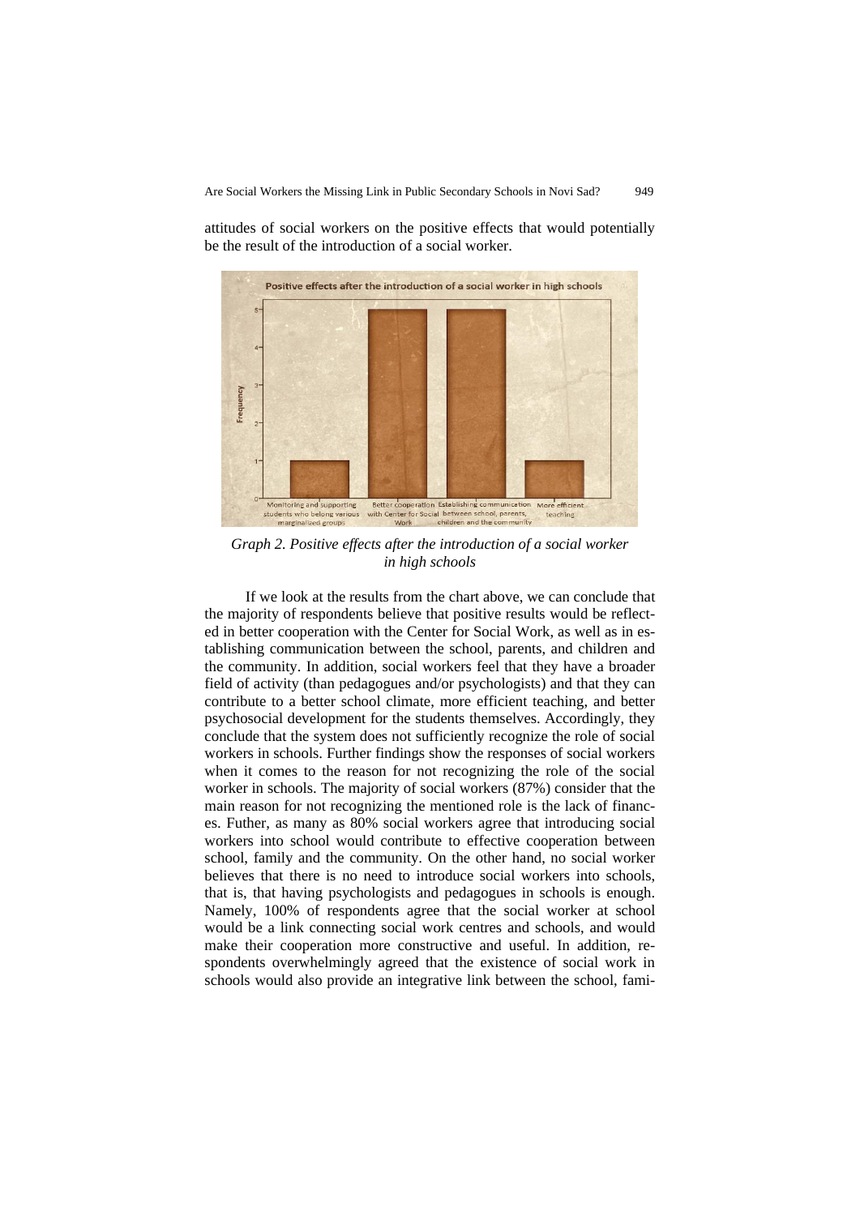attitudes of social workers on the positive effects that would potentially be the result of the introduction of a social worker.

*Graph 2. Positive effects after the introduction of a social worker in high schools*

If we look at the results from the chart above, we can conclude that the majority of respondents believe that positive results would be reflected in better cooperation with the Center for Social Work, as well as in establishing communication between the school, parents, and children and the community. In addition, social workers feel that they have a broader field of activity (than pedagogues and/or psychologists) and that they can contribute to a better school climate, more efficient teaching, and better psychosocial development for the students themselves. Accordingly, they conclude that the system does not sufficiently recognize the role of social workers in schools. Further findings show the responses of social workers when it comes to the reason for not recognizing the role of the social worker in schools. The majority of social workers (87%) consider that the main reason for not recognizing the mentioned role is the lack of finances. Futher, as many as 80% social workers agree that introducing social workers into school would contribute to effective cooperation between school, family and the community. On the other hand, no social worker believes that there is no need to introduce social workers into schools, that is, that having psychologists and pedagogues in schools is enough. Namely, 100% of respondents agree that the social worker at school would be a link connecting social work centres and schools, and would make their cooperation more constructive and useful. In addition, respondents overwhelmingly agreed that the existence of social work in schools would also provide an integrative link between the school, fami-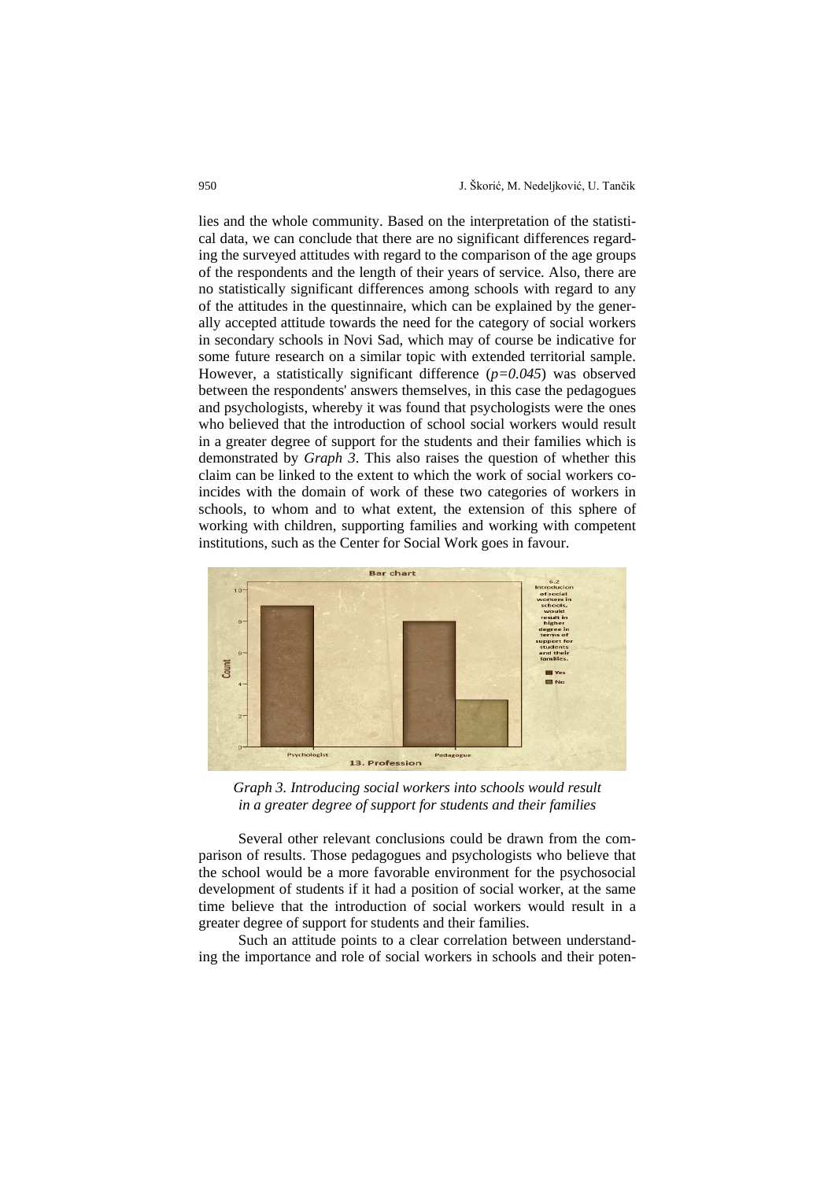lies and the whole community. Based on the interpretation of the statistical data, we can conclude that there are no significant differences regarding the surveyed attitudes with regard to the comparison of the age groups of the respondents and the length of their years of service. Also, there are no statistically significant differences among schools with regard to any of the attitudes in the questinnaire, which can be explained by the generally accepted attitude towards the need for the category of social workers in secondary schools in Novi Sad, which may of course be indicative for some future research on a similar topic with extended territorial sample. However, a statistically significant difference (*p=0.045*) was observed between the respondents' answers themselves, in this case the pedagogues and psychologists, whereby it was found that psychologists were the ones who believed that the introduction of school social workers would result in a greater degree of support for the students and their families which is demonstrated by *Graph 3*. This also raises the question of whether this claim can be linked to the extent to which the work of social workers coincides with the domain of work of these two categories of workers in schools, to whom and to what extent, the extension of this sphere of working with children, supporting families and working with competent institutions, such as the Center for Social Work goes in favour.

*Graph 3. Introducing social workers into schools would result in a greater degree of support for students and their families*

Several other relevant conclusions could be drawn from the comparison of results. Those pedagogues and psychologists who believe that the school would be a more favorable environment for the psychosocial development of students if it had a position of social worker, at the same time believe that the introduction of social workers would result in a greater degree of support for students and their families.

Such an attitude points to a clear correlation between understanding the importance and role of social workers in schools and their poten-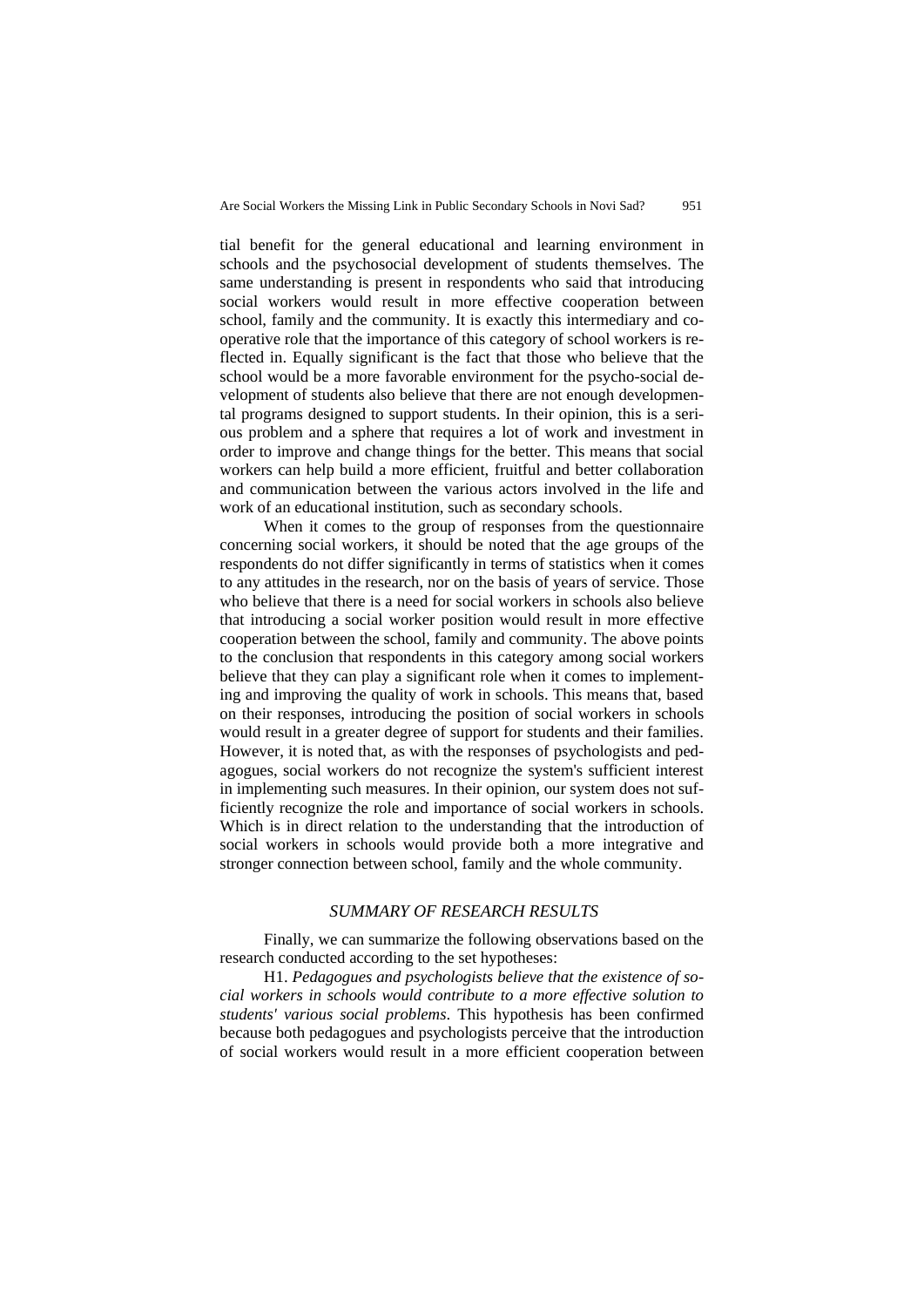tial benefit for the general educational and learning environment in schools and the psychosocial development of students themselves. The same understanding is present in respondents who said that introducing social workers would result in more effective cooperation between school, family and the community. It is exactly this intermediary and cooperative role that the importance of this category of school workers is reflected in. Equally significant is the fact that those who believe that the school would be a more favorable environment for the psycho-social development of students also believe that there are not enough developmental programs designed to support students. In their opinion, this is a serious problem and a sphere that requires a lot of work and investment in order to improve and change things for the better. This means that social workers can help build a more efficient, fruitful and better collaboration and communication between the various actors involved in the life and work of an educational institution, such as secondary schools.

When it comes to the group of responses from the questionnaire concerning social workers, it should be noted that the age groups of the respondents do not differ significantly in terms of statistics when it comes to any attitudes in the research, nor on the basis of years of service. Those who believe that there is a need for social workers in schools also believe that introducing a social worker position would result in more effective cooperation between the school, family and community. The above points to the conclusion that respondents in this category among social workers believe that they can play a significant role when it comes to implementing and improving the quality of work in schools. This means that, based on their responses, introducing the position of social workers in schools would result in a greater degree of support for students and their families. However, it is noted that, as with the responses of psychologists and pedagogues, social workers do not recognize the system's sufficient interest in implementing such measures. In their opinion, our system does not sufficiently recognize the role and importance of social workers in schools. Which is in direct relation to the understanding that the introduction of social workers in schools would provide both a more integrative and stronger connection between school, family and the whole community.

## *SUMMARY OF RESEARCH RESULTS*

Finally, we can summarize the following observations based on the research conducted according to the set hypotheses:

H1. *Pedagogues and psychologists believe that the existence of social workers in schools would contribute to a more effective solution to students' various social problems*. This hypothesis has been confirmed because both pedagogues and psychologists perceive that the introduction of social workers would result in a more efficient cooperation between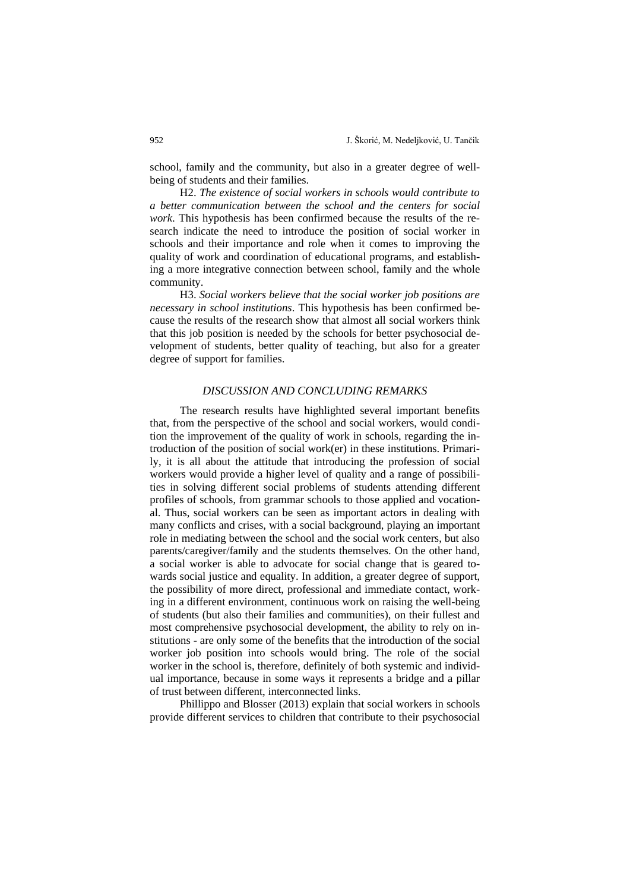school, family and the community, but also in a greater degree of well-being of students and their families.

H2. *The existence of social workers in schools would contribute to a better communication between the school and the centers for social work*. This hypothesis has been confirmed because the results of the research indicate the need to introduce the position of social worker in schools and their importance and role when it comes to improving the quality of work and coordination of educational programs, and establishing a more integrative connection between school, family and the whole community.

H3. *Social workers believe that the social worker job positions are necessary in school institutions*. This hypothesis has been confirmed because the results of the research show that almost all social workers think that this job position is needed by the schools for better psychosocial development of students, better quality of teaching, but also for a greater degree of support for families.

## *DISCUSSION AND CONCLUDING REMARKS*

The research results have highlighted several important benefits that, from the perspective of the school and social workers, would condition the improvement of the quality of work in schools, regarding the introduction of the position of social work(er) in these institutions. Primarily, it is all about the attitude that introducing the profession of social workers would provide a higher level of quality and a range of possibilities in solving different social problems of students attending different profiles of schools, from grammar schools to those applied and vocational. Thus, social workers can be seen as important actors in dealing with many conflicts and crises, with a social background, playing an important role in mediating between the school and the social work centers, but also parents/caregiver/family and the students themselves. On the other hand, a social worker is able to advocate for social change that is geared towards social justice and equality. In addition, a greater degree of support, the possibility of more direct, professional and immediate contact, working in a different environment, continuous work on raising the well-being of students (but also their families and communities), on their fullest and most comprehensive psychosocial development, the ability to rely on institutions - are only some of the benefits that the introduction of the social worker job position into schools would bring. The role of the social worker in the school is, therefore, definitely of both systemic and individual importance, because in some ways it represents a bridge and a pillar of trust between different, interconnected links.

Phillippo and Blosser (2013) explain that social workers in schools provide different services to children that contribute to their psychosocial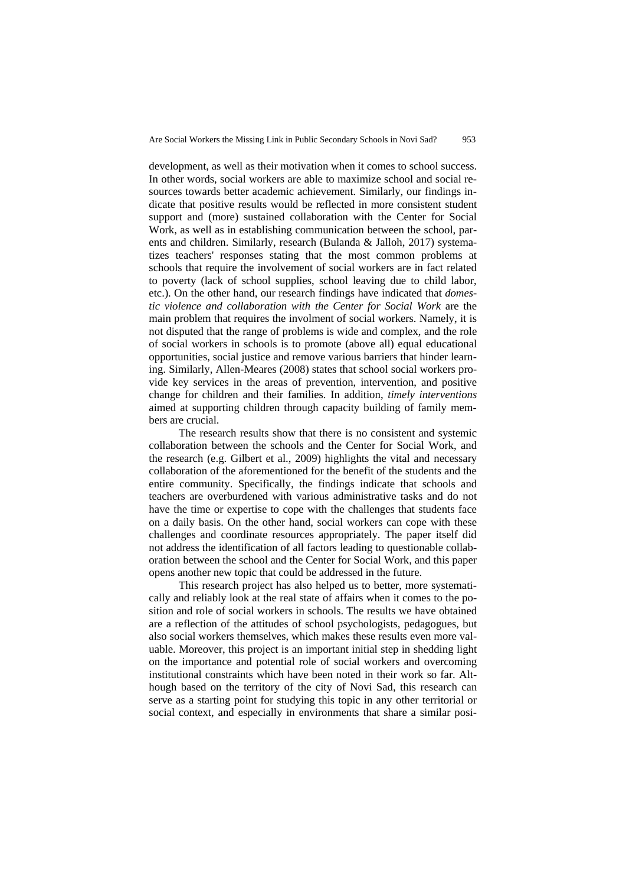development, as well as their motivation when it comes to school success. In other words, social workers are able to maximize school and social resources towards better academic achievement. Similarly, our findings indicate that positive results would be reflected in more consistent student support and (more) sustained collaboration with the Center for Social Work, as well as in establishing communication between the school, parents and children. Similarly, research (Bulanda & Jalloh, 2017) systematizes teachers' responses stating that the most common problems at schools that require the involvement of social workers are in fact related to poverty (lack of school supplies, school leaving due to child labor, etc.). On the other hand, our research findings have indicated that *domestic violence and collaboration with the Center for Social Work* are the main problem that requires the involment of social workers. Namely, it is not disputed that the range of problems is wide and complex, and the role of social workers in schools is to promote (above all) equal educational opportunities, social justice and remove various barriers that hinder learning. Similarly, Allen-Meares (2008) states that school social workers provide key services in the areas of prevention, intervention, and positive change for children and their families. In addition, *timely interventions* aimed at supporting children through capacity building of family members are crucial.

The research results show that there is no consistent and systemic collaboration between the schools and the Center for Social Work, and the research (e.g. Gilbert et al., 2009) highlights the vital and necessary collaboration of the aforementioned for the benefit of the students and the entire community. Specifically, the findings indicate that schools and teachers are overburdened with various administrative tasks and do not have the time or expertise to cope with the challenges that students face on a daily basis. On the other hand, social workers can cope with these challenges and coordinate resources appropriately. The paper itself did not address the identification of all factors leading to questionable collaboration between the school and the Center for Social Work, and this paper opens another new topic that could be addressed in the future.

This research project has also helped us to better, more systematically and reliably look at the real state of affairs when it comes to the position and role of social workers in schools. The results we have obtained are a reflection of the attitudes of school psychologists, pedagogues, but also social workers themselves, which makes these results even more valuable. Moreover, this project is an important initial step in shedding light on the importance and potential role of social workers and overcoming institutional constraints which have been noted in their work so far. Although based on the territory of the city of Novi Sad, this research can serve as a starting point for studying this topic in any other territorial or social context, and especially in environments that share a similar posi-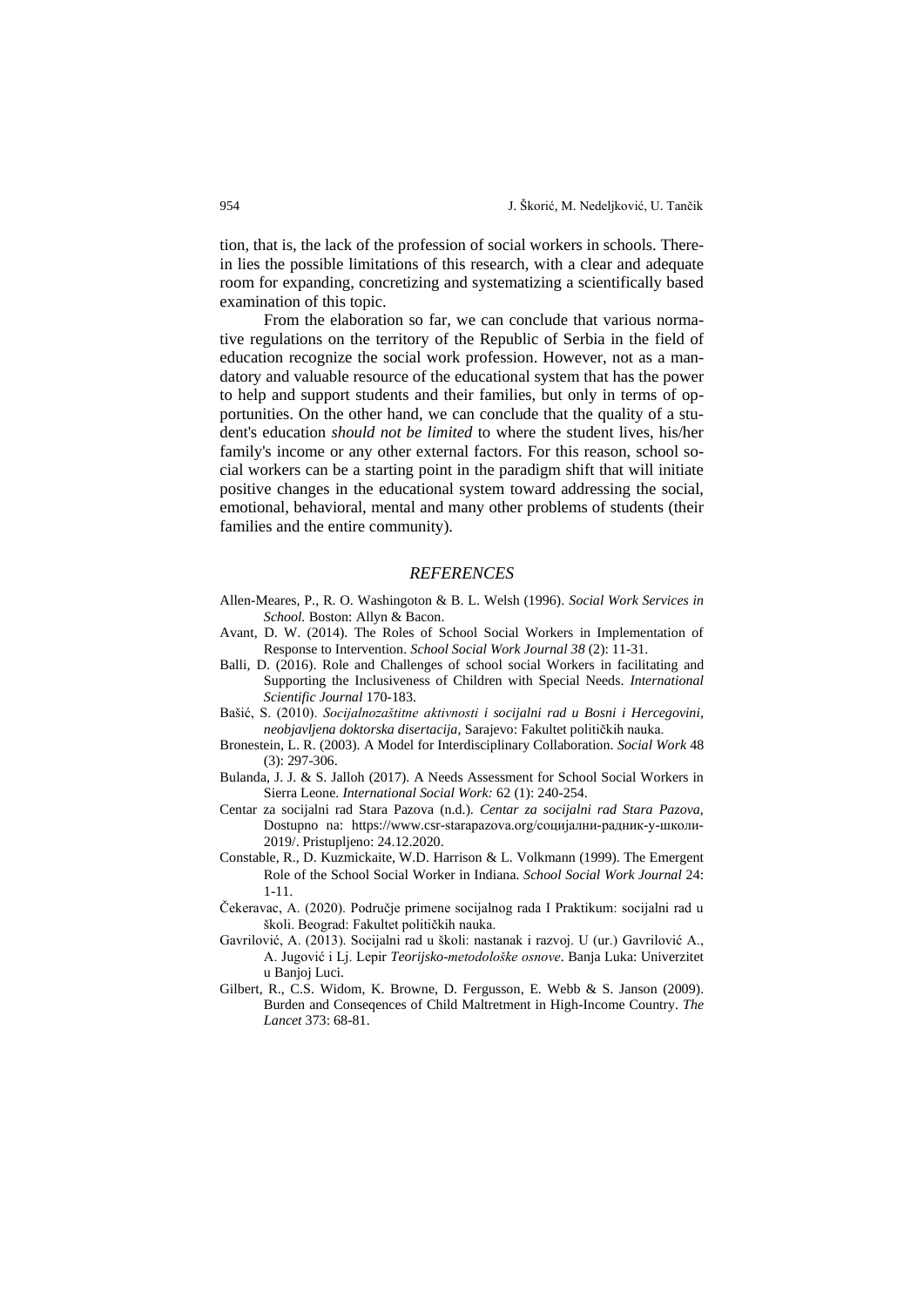tion, that is, the lack of the profession of social workers in schools. Therein lies the possible limitations of this research, with a clear and adequate room for expanding, concretizing and systematizing a scientifically based examination of this topic.

From the elaboration so far, we can conclude that various normative regulations on the territory of the Republic of Serbia in the field of education recognize the social work profession. However, not as a mandatory and valuable resource of the educational system that has the power to help and support students and their families, but only in terms of opportunities. On the other hand, we can conclude that the quality of a student's education *should not be limited* to where the student lives, his/her family's income or any other external factors. For this reason, school social workers can be a starting point in the paradigm shift that will initiate positive changes in the educational system toward addressing the social, emotional, behavioral, mental and many other problems of students (their families and the entire community).

## *REFERENCES*

Allen-Meares, P., R. O. Washingoton & B. L. Welsh (1996). *Social Work Services in School.* Boston: Allyn & Bacon.

Avant, D. W. (2014). The Roles of School Social Workers in Implementation of Response to Intervention. *School Social Work Journal 38* (2): 11-31.

Balli, D. (2016). Role and Challenges of school social Workers in facilitating and Supporting the Inclusiveness of Children with Special Needs. *International Scientific Journal* 170-183.

Bašić, S. (2010). *Socijalnozaštitne aktivnosti i socijalni rad u Bosni i Hercegovini, neobjavljena doktorska disertacija,* Sarajevo: Fakultet političkih nauka.

Bronestein, L. R. (2003). A Model for Interdisciplinary Collaboration. *Social Work* 48 (3): 297-306.

Bulanda, J. J. & S. Jalloh (2017). A Needs Assessment for School Social Workers in Sierra Leone. *International Social Work:* 62 (1): 240-254.

Centar za socijalni rad Stara Pazova (n.d.). *Centar za socijalni rad Stara Pazova,* Dostupno na: https://www.csr-starapazova.org/социјални-радник-у-школи-2019/. Pristupljeno: 24.12.2020.

Constable, R., D. Kuzmickaite, W.D. Harrison & L. Volkmann (1999). The Emergent Role of the School Social Worker in Indiana. *School Social Work Journal* 24: 1-11.

Čekeravac, A. (2020). Područje primene socijalnog rada I Praktikum: socijalni rad u školi. Beograd: Fakultet političkih nauka.

Gavrilović, A. (2013). Socijalni rad u školi: nastanak i razvoj. U (ur.) Gavrilović A., A. Jugović i Lj. Lepir *Teorijsko-metodološke osnove*. Banja Luka: Univerzitet u Banjoj Luci.

Gilbert, R., C.S. Widom, K. Browne, D. Fergusson, E. Webb & S. Janson (2009). Burden and Conseqences of Child Maltretment in High-Income Country. *The Lancet* 373: 68-81.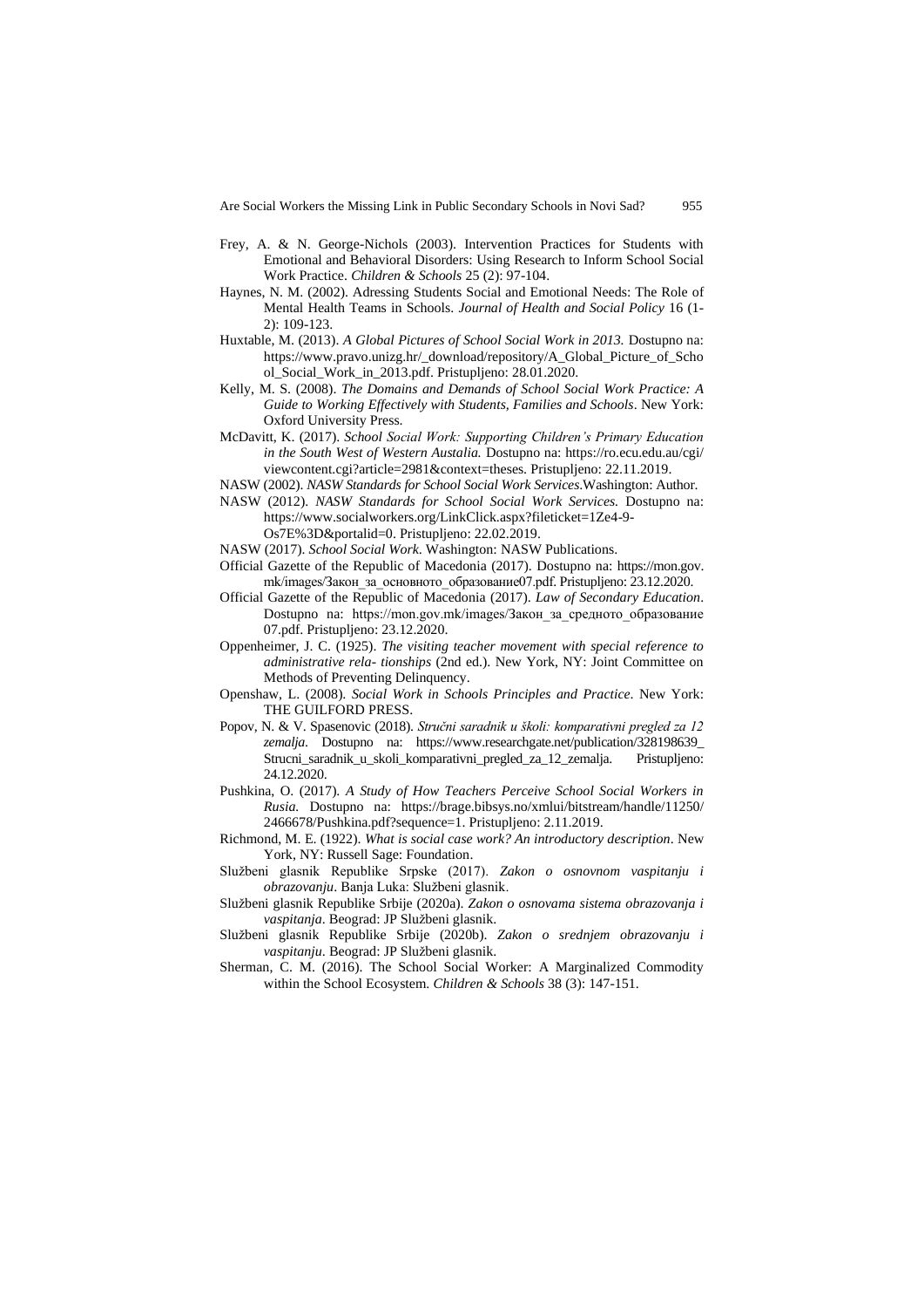Frey, A. & N. George-Nichols (2003). Intervention Practices for Students with Emotional and Behavioral Disorders: Using Research to Inform School Social Work Practice. *Children & Schools* 25 (2): 97-104.

Haynes, N. M. (2002). Adressing Students Social and Emotional Needs: The Role of Mental Health Teams in Schools. *Journal of Health and Social Policy* 16 (1-2): 109-123.

Huxtable, M. (2013). *A Global Pictures of School Social Work in 2013.* Dostupno na: https://www.pravo.unizg.hr/_download/repository/A_Global_Picture_of_School_Social_Work_in_2013.pdf. Pristupljeno: 28.01.2020.

Kelly, M. S. (2008). *The Domains and Demands of School Social Work Practice: A Guide to Working Effectively with Students, Families and Schools*. New York: Oxford University Press.

McDavitt, K. (2017). *School Social Work: Supporting Children's Primary Education in the South West of Western Austalia.* Dostupno na: https://ro.ecu.edu.au/cgi/viewcontent.cgi?article=2981&context=theses. Pristupljeno: 22.11.2019.

NASW (2002). *NASW Standards for School Social Work Services.*Washington: Author.

NASW (2012). *NASW Standards for School Social Work Services.* Dostupno na: https://www.socialworkers.org/LinkClick.aspx?fileticket=1Ze4-9-Os7E%3D&portalid=0. Pristupljeno: 22.02.2019.

NASW (2017). *School Social Work*. Washington: NASW Publications.

Official Gazette of the Republic of Macedonia (2017). Dostupno na: https://mon.gov.mk/images/Закон_за_основното_образование07.pdf. Pristupljeno: 23.12.2020.

Official Gazette of the Republic of Macedonia (2017). *Law of Secondary Education*. Dostupno na: https://mon.gov.mk/images/Закон_за_средното_образование07.pdf. Pristupljeno: 23.12.2020.

Oppenheimer, J. C. (1925). *The visiting teacher movement with special reference to administrative rela- tionships* (2nd ed.). New York, NY: Joint Committee on Methods of Preventing Delinquency.

Openshaw, L. (2008). *Social Work in Schools Principles and Practice*. New York: THE GUILFORD PRESS.

Popov, N. & V. Spasenovic (2018). *Stručni saradnik u školi: komparativni pregled za 12 zemalja.* Dostupno na: https://www.researchgate.net/publication/328198639_Strucni_saradnik_u_skoli_komparativni_pregled_za_12_zemalja. Pristupljeno: 24.12.2020.

Pushkina, O. (2017). *A Study of How Teachers Perceive School Social Workers in Rusia.* Dostupno na: https://brage.bibsys.no/xmlui/bitstream/handle/11250/2466678/Pushkina.pdf?sequence=1. Pristupljeno: 2.11.2019.

Richmond, M. E. (1922). *What is social case work? An introductory description*. New York, NY: Russell Sage: Foundation.

Službeni glasnik Republike Srpske (2017). *Zakon o osnovnom vaspitanju i obrazovanju*. Banja Luka: Službeni glasnik.

Službeni glasnik Republike Srbije (2020a). *Zakon o osnovama sistema obrazovanja i vaspitanja*. Beograd: JP Službeni glasnik.

Službeni glasnik Republike Srbije (2020b). *Zakon o srednjem obrazovanju i vaspitanju*. Beograd: JP Službeni glasnik.

Sherman, C. M. (2016). The School Social Worker: A Marginalized Commodity within the School Ecosystem. *Children & Schools* 38 (3): 147-151.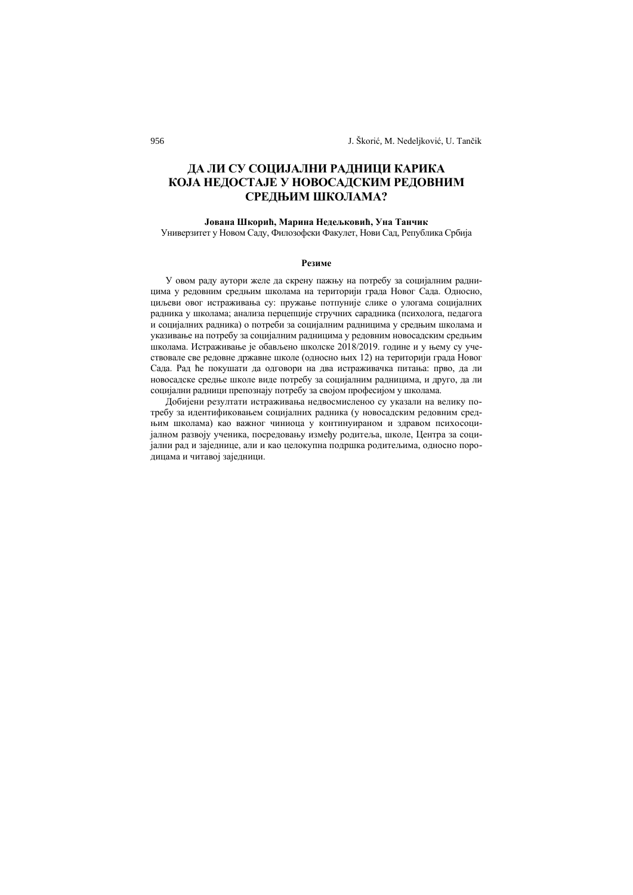# ДА ЛИ СУ СОЦИЈАЛНИ РАДНИЦИ КАРИКА КОЈА НЕДОСТАЈЕ У НОВОСАДСКИМ РЕДОВНИМ СРЕДЊИМ ШКОЛАМА?

**Јована Шкорић, Марина Недељковић, Уна Танчик**

Универзитет у Новом Саду, Филозофски Факулет, Нови Сад, Република Србија

**Резиме**

У овом раду аутори желе да скрену пажњу на потребу за социјалним радницима у редовним средњим школама на територији града Новог Сада. Односно, циљеви овог истраживања су: пружање потпуније слике о улогама социјалних радника у школама; анализа перцепције стручних сарадника (психолога, педагога и социјалних радника) о потреби за социјалним радницима у средњим школама и указивање на потребу за социјалним радницима у редовним новосадским средњим школама. Истраживање је обављено школске 2018/2019. године и у њему су учествовале све редовне државне школе (односно њих 12) на територији града Новог Сада. Рад ће покушати да одговори на два истраживачка питања: прво, да ли новосадске средње школе виде потребу за социјалним радницима, и друго, да ли социјални радници препознају потребу за својом професијом у школама.

Добијени резултати истраживања недвосмисленоо су указали на велику потребу за идентификовањем социјалних радника (у новосадским редовним средњим школама) као важног чиниоца у континуираном и здравом психосоцијалном развоју ученика, посредовању између родитеља, школе, Центра за социјални рад и заједнице, али и као целокупна подршка родитељима, односно породицама и читавој заједници.